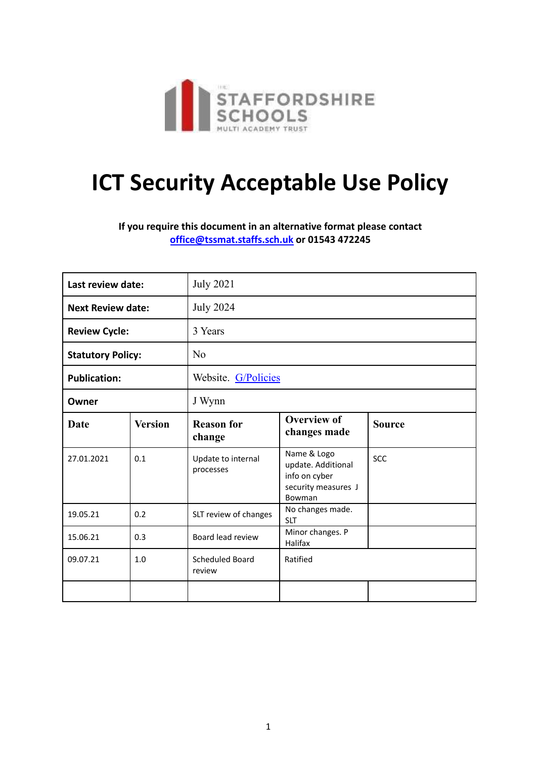THE STAFFORDSHIRE SCHOOLS MULTI ACADEMY TRUST

# ICT Security Acceptable Use Policy

**If you require this document in an alternative format please contact office@tssmat.staffs.sch.uk or 01543 472245**

| | | | | |
|---|---|---|---|---|
| **Last review date:** | July 2021 | | | |
| **Next Review date:** | July 2024 | | | |
| **Review Cycle:** | 3 Years | | | |
| **Statutory Policy:** | No | | | |
| **Publication:** | Website. G/Policies | | | |
| **Owner** | J Wynn | | | |
| **Date** | **Version** | **Reason for change** | **Overview of changes made** | **Source** |
| 27.01.2021 | 0.1 | Update to internal processes | Name & Logo update. Additional info on cyber security measures J Bowman | SCC |
| 19.05.21 | 0.2 | SLT review of changes | No changes made. SLT | |
| 15.06.21 | 0.3 | Board lead review | Minor changes. P Halifax | |
| 09.07.21 | 1.0 | Scheduled Board review | Ratified | |
| | | | | |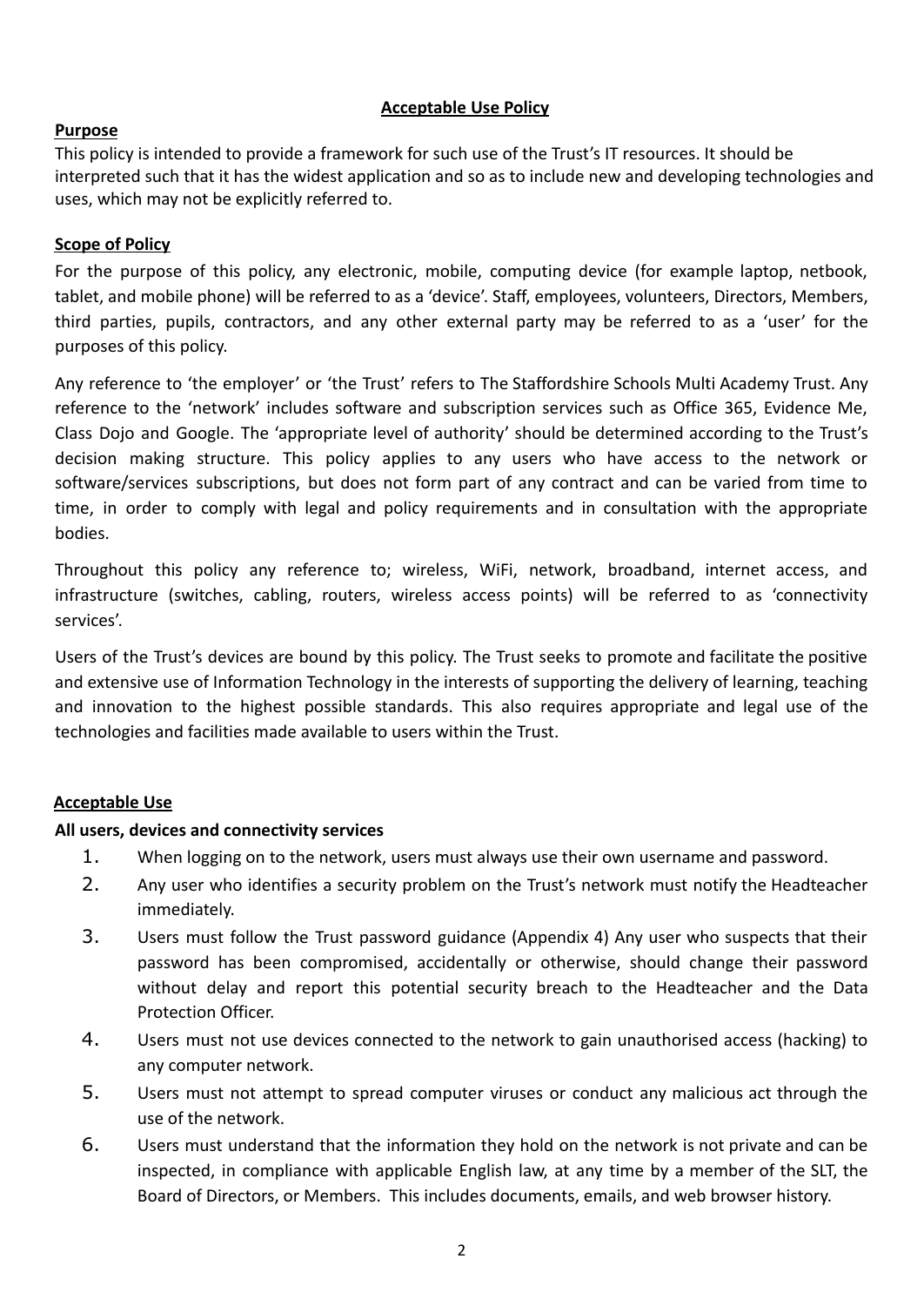# Acceptable Use Policy

## Purpose

This policy is intended to provide a framework for such use of the Trust's IT resources. It should be interpreted such that it has the widest application and so as to include new and developing technologies and uses, which may not be explicitly referred to.

## Scope of Policy

For the purpose of this policy, any electronic, mobile, computing device (for example laptop, netbook, tablet, and mobile phone) will be referred to as a 'device'. Staff, employees, volunteers, Directors, Members, third parties, pupils, contractors, and any other external party may be referred to as a 'user' for the purposes of this policy.

Any reference to 'the employer' or 'the Trust' refers to The Staffordshire Schools Multi Academy Trust. Any reference to the 'network' includes software and subscription services such as Office 365, Evidence Me, Class Dojo and Google. The 'appropriate level of authority' should be determined according to the Trust's decision making structure. This policy applies to any users who have access to the network or software/services subscriptions, but does not form part of any contract and can be varied from time to time, in order to comply with legal and policy requirements and in consultation with the appropriate bodies.

Throughout this policy any reference to; wireless, WiFi, network, broadband, internet access, and infrastructure (switches, cabling, routers, wireless access points) will be referred to as 'connectivity services'.

Users of the Trust's devices are bound by this policy. The Trust seeks to promote and facilitate the positive and extensive use of Information Technology in the interests of supporting the delivery of learning, teaching and innovation to the highest possible standards. This also requires appropriate and legal use of the technologies and facilities made available to users within the Trust.

## Acceptable Use

**All users, devices and connectivity services**

1. When logging on to the network, users must always use their own username and password.
2. Any user who identifies a security problem on the Trust's network must notify the Headteacher immediately.
3. Users must follow the Trust password guidance (Appendix 4) Any user who suspects that their password has been compromised, accidentally or otherwise, should change their password without delay and report this potential security breach to the Headteacher and the Data Protection Officer.
4. Users must not use devices connected to the network to gain unauthorised access (hacking) to any computer network.
5. Users must not attempt to spread computer viruses or conduct any malicious act through the use of the network.
6. Users must understand that the information they hold on the network is not private and can be inspected, in compliance with applicable English law, at any time by a member of the SLT, the Board of Directors, or Members. This includes documents, emails, and web browser history.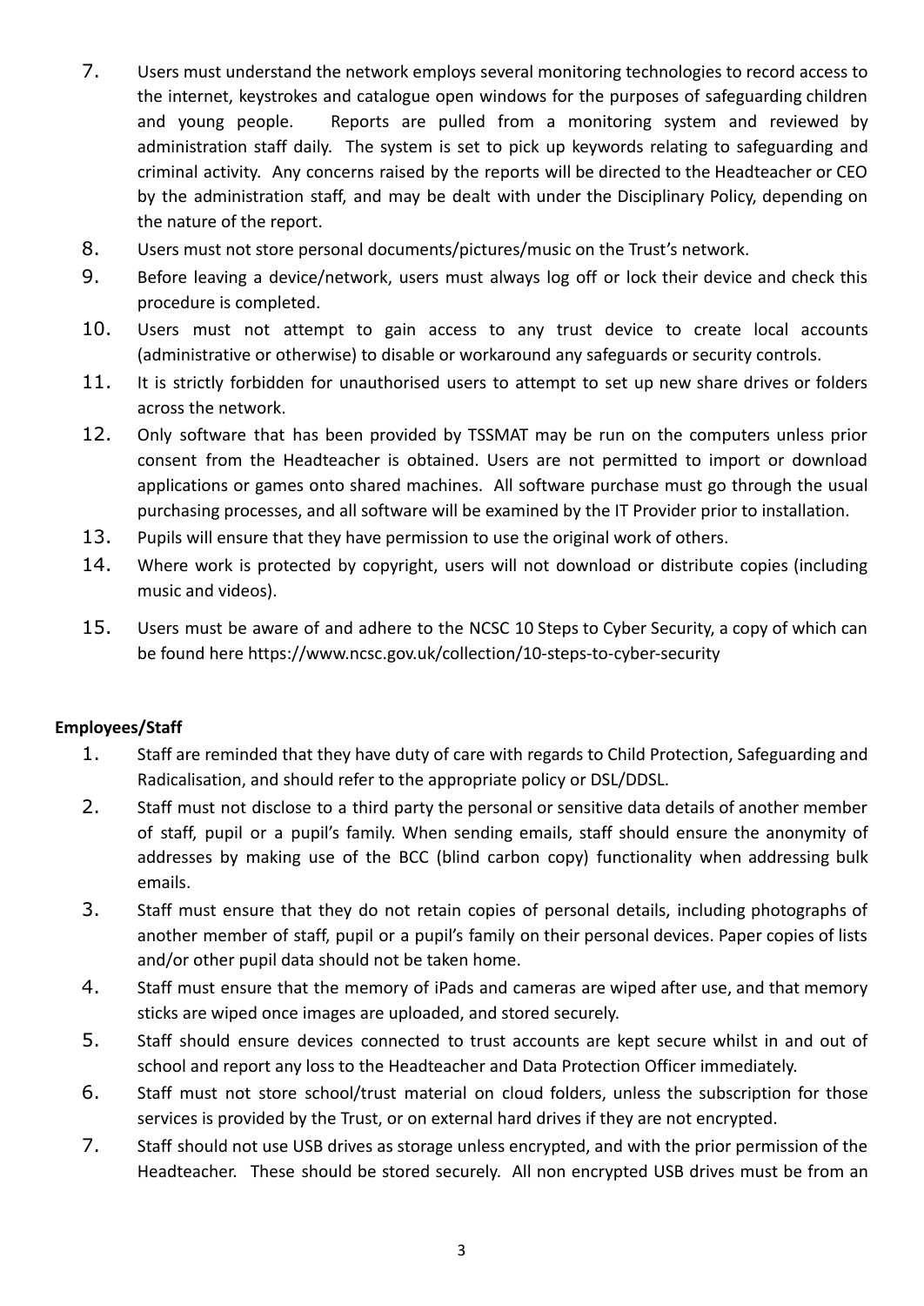7. Users must understand the network employs several monitoring technologies to record access to the internet, keystrokes and catalogue open windows for the purposes of safeguarding children and young people. Reports are pulled from a monitoring system and reviewed by administration staff daily. The system is set to pick up keywords relating to safeguarding and criminal activity. Any concerns raised by the reports will be directed to the Headteacher or CEO by the administration staff, and may be dealt with under the Disciplinary Policy, depending on the nature of the report.
8. Users must not store personal documents/pictures/music on the Trust's network.
9. Before leaving a device/network, users must always log off or lock their device and check this procedure is completed.
10. Users must not attempt to gain access to any trust device to create local accounts (administrative or otherwise) to disable or workaround any safeguards or security controls.
11. It is strictly forbidden for unauthorised users to attempt to set up new share drives or folders across the network.
12. Only software that has been provided by TSSMAT may be run on the computers unless prior consent from the Headteacher is obtained. Users are not permitted to import or download applications or games onto shared machines. All software purchase must go through the usual purchasing processes, and all software will be examined by the IT Provider prior to installation.
13. Pupils will ensure that they have permission to use the original work of others.
14. Where work is protected by copyright, users will not download or distribute copies (including music and videos).
15. Users must be aware of and adhere to the NCSC 10 Steps to Cyber Security, a copy of which can be found here https://www.ncsc.gov.uk/collection/10-steps-to-cyber-security

**Employees/Staff**

1. Staff are reminded that they have duty of care with regards to Child Protection, Safeguarding and Radicalisation, and should refer to the appropriate policy or DSL/DDSL.
2. Staff must not disclose to a third party the personal or sensitive data details of another member of staff, pupil or a pupil's family. When sending emails, staff should ensure the anonymity of addresses by making use of the BCC (blind carbon copy) functionality when addressing bulk emails.
3. Staff must ensure that they do not retain copies of personal details, including photographs of another member of staff, pupil or a pupil's family on their personal devices. Paper copies of lists and/or other pupil data should not be taken home.
4. Staff must ensure that the memory of iPads and cameras are wiped after use, and that memory sticks are wiped once images are uploaded, and stored securely.
5. Staff should ensure devices connected to trust accounts are kept secure whilst in and out of school and report any loss to the Headteacher and Data Protection Officer immediately.
6. Staff must not store school/trust material on cloud folders, unless the subscription for those services is provided by the Trust, or on external hard drives if they are not encrypted.
7. Staff should not use USB drives as storage unless encrypted, and with the prior permission of the Headteacher. These should be stored securely. All non encrypted USB drives must be from an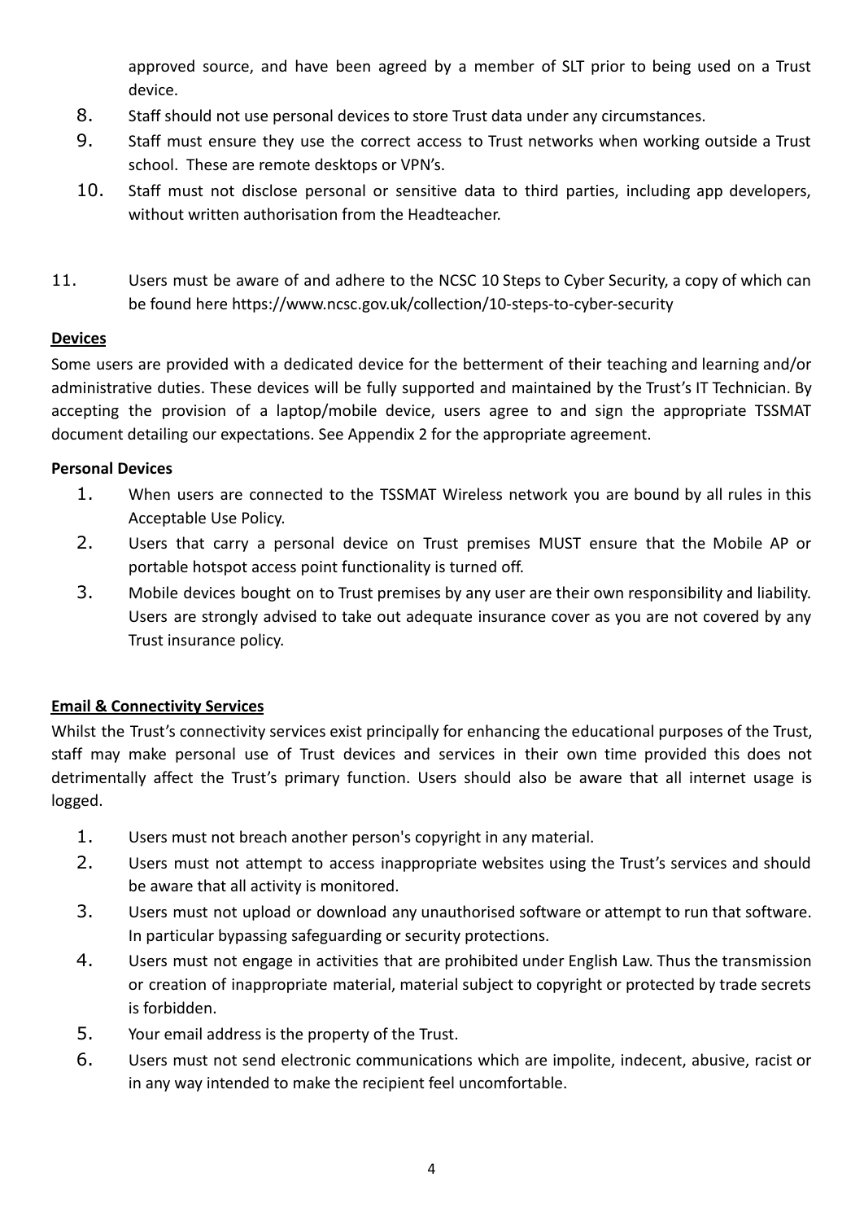approved source, and have been agreed by a member of SLT prior to being used on a Trust device.

8. Staff should not use personal devices to store Trust data under any circumstances.
9. Staff must ensure they use the correct access to Trust networks when working outside a Trust school. These are remote desktops or VPN's.
10. Staff must not disclose personal or sensitive data to third parties, including app developers, without written authorisation from the Headteacher.

11. Users must be aware of and adhere to the NCSC 10 Steps to Cyber Security, a copy of which can be found here https://www.ncsc.gov.uk/collection/10-steps-to-cyber-security

**Devices**

Some users are provided with a dedicated device for the betterment of their teaching and learning and/or administrative duties. These devices will be fully supported and maintained by the Trust's IT Technician. By accepting the provision of a laptop/mobile device, users agree to and sign the appropriate TSSMAT document detailing our expectations. See Appendix 2 for the appropriate agreement.

**Personal Devices**

1. When users are connected to the TSSMAT Wireless network you are bound by all rules in this Acceptable Use Policy.
2. Users that carry a personal device on Trust premises MUST ensure that the Mobile AP or portable hotspot access point functionality is turned off.
3. Mobile devices bought on to Trust premises by any user are their own responsibility and liability. Users are strongly advised to take out adequate insurance cover as you are not covered by any Trust insurance policy.

**Email & Connectivity Services**

Whilst the Trust's connectivity services exist principally for enhancing the educational purposes of the Trust, staff may make personal use of Trust devices and services in their own time provided this does not detrimentally affect the Trust's primary function. Users should also be aware that all internet usage is logged.

1. Users must not breach another person's copyright in any material.
2. Users must not attempt to access inappropriate websites using the Trust's services and should be aware that all activity is monitored.
3. Users must not upload or download any unauthorised software or attempt to run that software. In particular bypassing safeguarding or security protections.
4. Users must not engage in activities that are prohibited under English Law. Thus the transmission or creation of inappropriate material, material subject to copyright or protected by trade secrets is forbidden.
5. Your email address is the property of the Trust.
6. Users must not send electronic communications which are impolite, indecent, abusive, racist or in any way intended to make the recipient feel uncomfortable.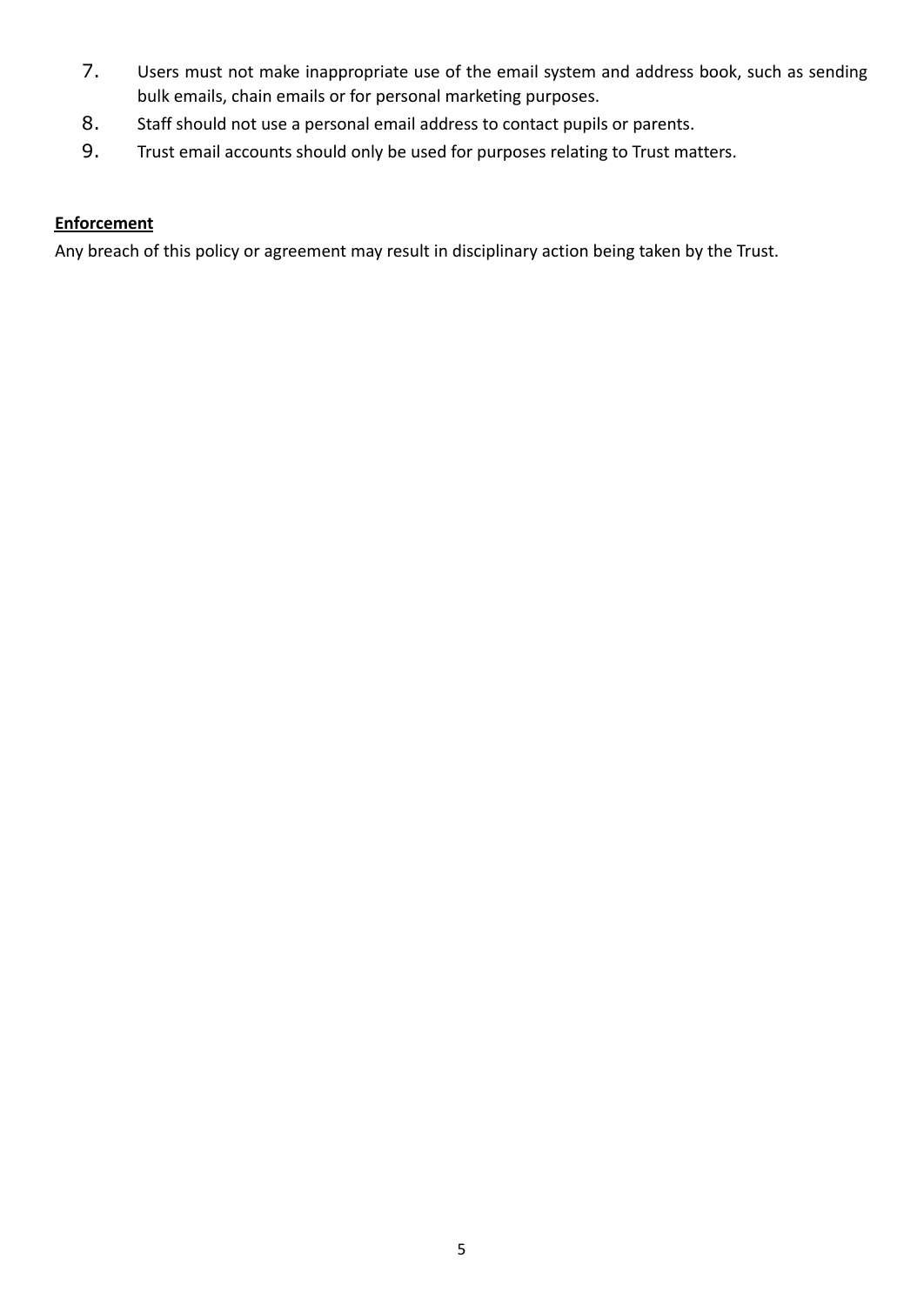7. Users must not make inappropriate use of the email system and address book, such as sending bulk emails, chain emails or for personal marketing purposes.
8. Staff should not use a personal email address to contact pupils or parents.
9. Trust email accounts should only be used for purposes relating to Trust matters.

**Enforcement**

Any breach of this policy or agreement may result in disciplinary action being taken by the Trust.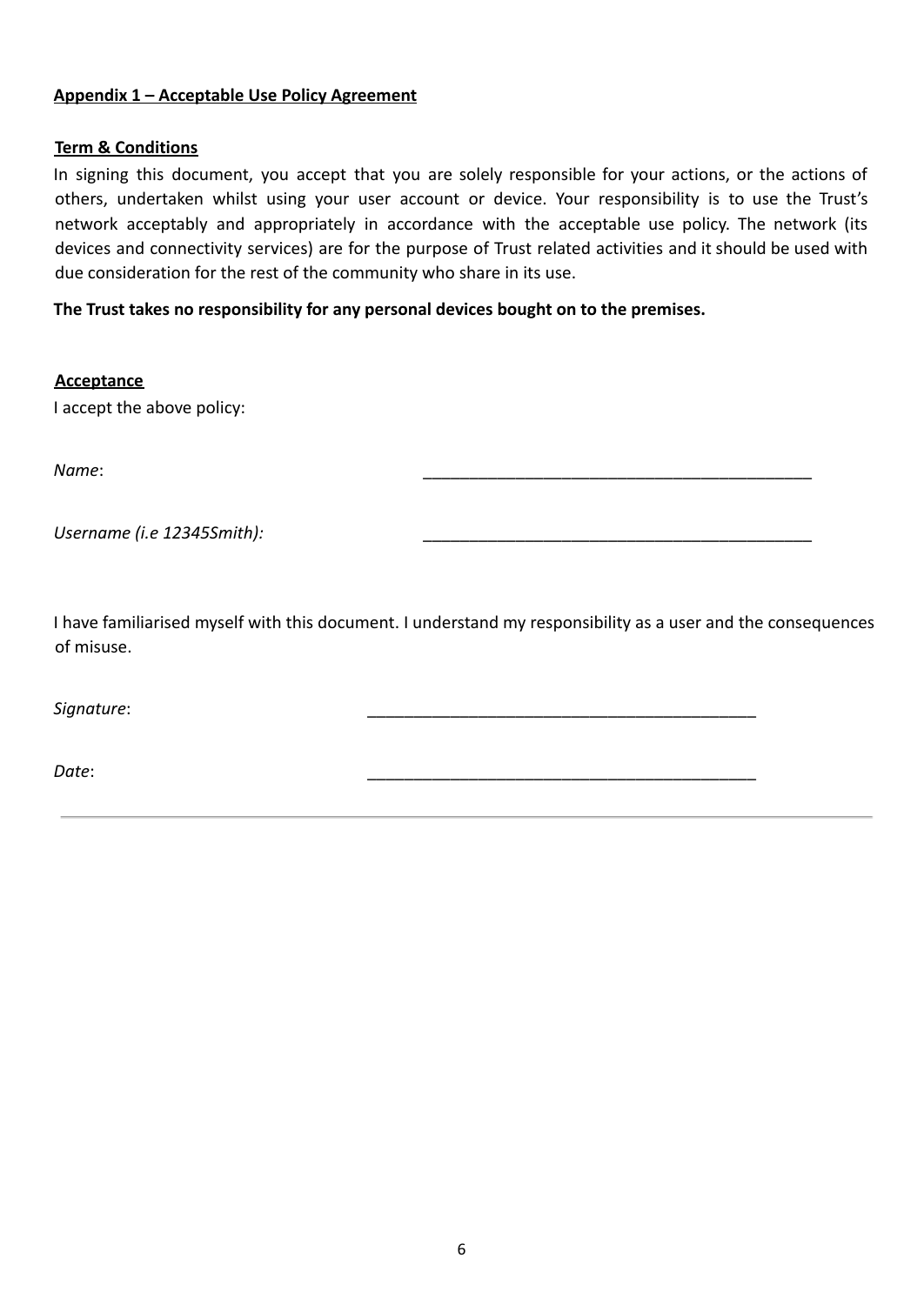**Appendix 1 – Acceptable Use Policy Agreement**

**Term & Conditions**

In signing this document, you accept that you are solely responsible for your actions, or the actions of others, undertaken whilst using your user account or device. Your responsibility is to use the Trust's network acceptably and appropriately in accordance with the acceptable use policy. The network (its devices and connectivity services) are for the purpose of Trust related activities and it should be used with due consideration for the rest of the community who share in its use.

**The Trust takes no responsibility for any personal devices bought on to the premises.**

**Acceptance**

I accept the above policy:

*Name*: \_\_\_\_\_\_\_\_\_\_\_\_\_\_\_\_\_\_\_\_\_\_\_\_\_\_\_\_\_\_\_\_\_\_\_\_\_\_\_\_\_\_

*Username (i.e 12345Smith):* \_\_\_\_\_\_\_\_\_\_\_\_\_\_\_\_\_\_\_\_\_\_\_\_\_\_\_\_\_\_\_\_\_\_\_\_\_\_\_\_\_\_

I have familiarised myself with this document. I understand my responsibility as a user and the consequences of misuse.

*Signature*: \_\_\_\_\_\_\_\_\_\_\_\_\_\_\_\_\_\_\_\_\_\_\_\_\_\_\_\_\_\_\_\_\_\_\_\_\_\_\_\_\_\_

*Date*: \_\_\_\_\_\_\_\_\_\_\_\_\_\_\_\_\_\_\_\_\_\_\_\_\_\_\_\_\_\_\_\_\_\_\_\_\_\_\_\_\_\_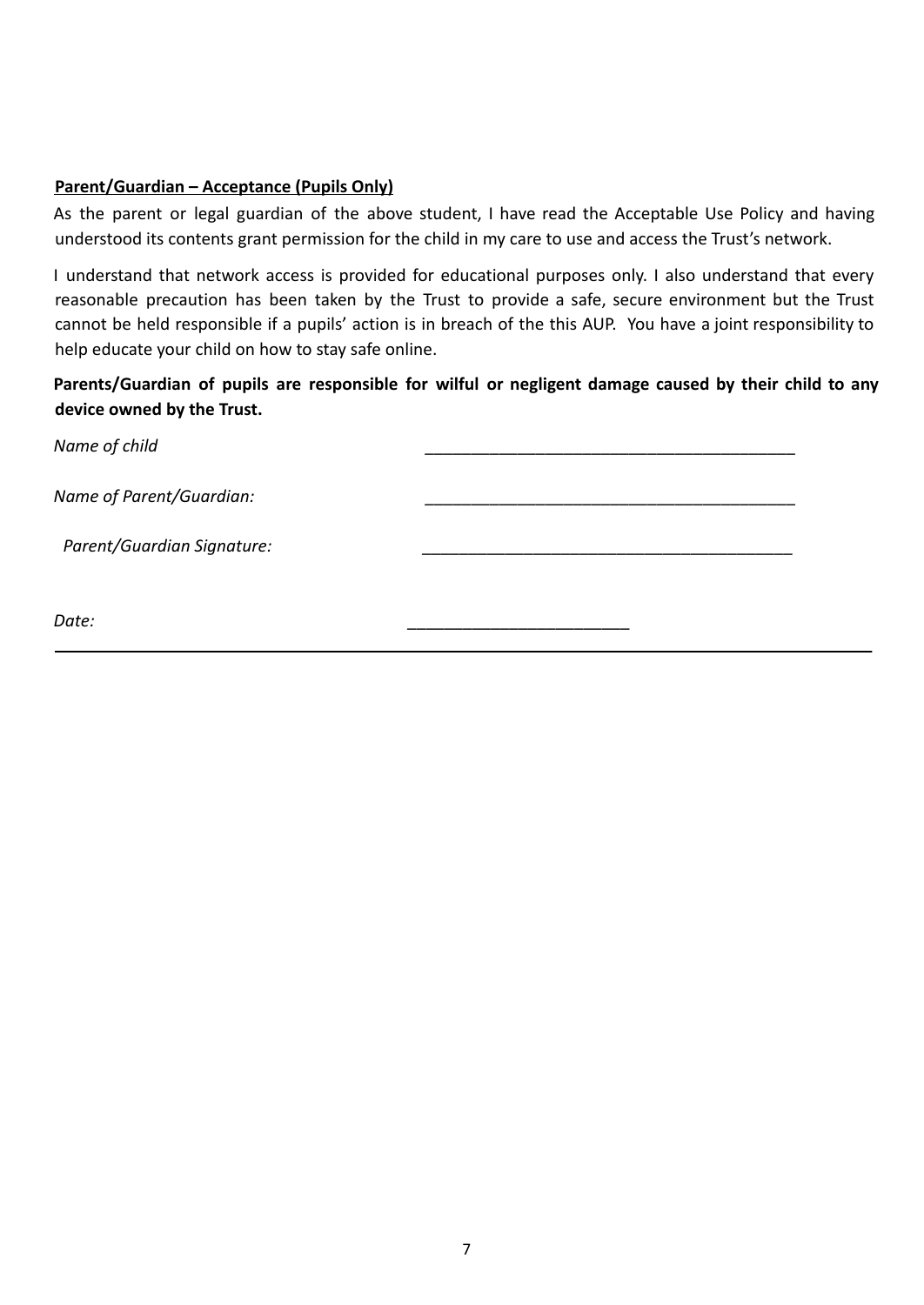**<u>Parent/Guardian – Acceptance (Pupils Only)</u>**

As the parent or legal guardian of the above student, I have read the Acceptable Use Policy and having understood its contents grant permission for the child in my care to use and access the Trust's network.

I understand that network access is provided for educational purposes only. I also understand that every reasonable precaution has been taken by the Trust to provide a safe, secure environment but the Trust cannot be held responsible if a pupils' action is in breach of the this AUP. You have a joint responsibility to help educate your child on how to stay safe online.

**Parents/Guardian of pupils are responsible for wilful or negligent damage caused by their child to any device owned by the Trust.**

*Name of child* _________________________________________

*Name of Parent/Guardian:* _________________________________________

*Parent/Guardian Signature:* _________________________________________

*Date:* ________________________

---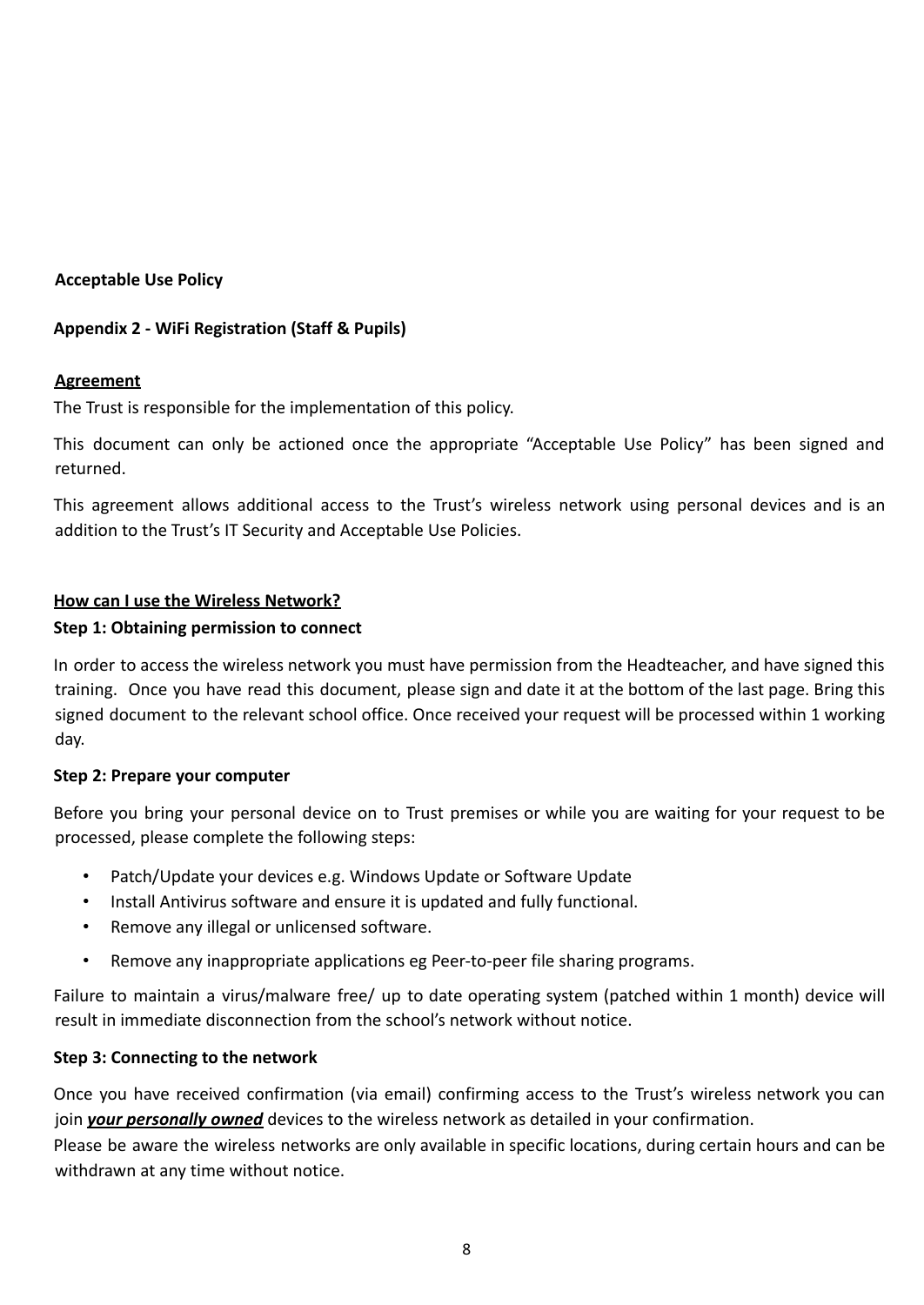**Acceptable Use Policy**

**Appendix 2 - WiFi Registration (Staff & Pupils)**

**Agreement**

The Trust is responsible for the implementation of this policy.

This document can only be actioned once the appropriate "Acceptable Use Policy" has been signed and returned.

This agreement allows additional access to the Trust's wireless network using personal devices and is an addition to the Trust's IT Security and Acceptable Use Policies.

**How can I use the Wireless Network?**

**Step 1: Obtaining permission to connect**

In order to access the wireless network you must have permission from the Headteacher, and have signed this training. Once you have read this document, please sign and date it at the bottom of the last page. Bring this signed document to the relevant school office. Once received your request will be processed within 1 working day.

**Step 2: Prepare your computer**

Before you bring your personal device on to Trust premises or while you are waiting for your request to be processed, please complete the following steps:

- Patch/Update your devices e.g. Windows Update or Software Update
- Install Antivirus software and ensure it is updated and fully functional.
- Remove any illegal or unlicensed software.
- Remove any inappropriate applications eg Peer-to-peer file sharing programs.

Failure to maintain a virus/malware free/ up to date operating system (patched within 1 month) device will result in immediate disconnection from the school's network without notice.

**Step 3: Connecting to the network**

Once you have received confirmation (via email) confirming access to the Trust's wireless network you can join ***your personally owned*** devices to the wireless network as detailed in your confirmation.

Please be aware the wireless networks are only available in specific locations, during certain hours and can be withdrawn at any time without notice.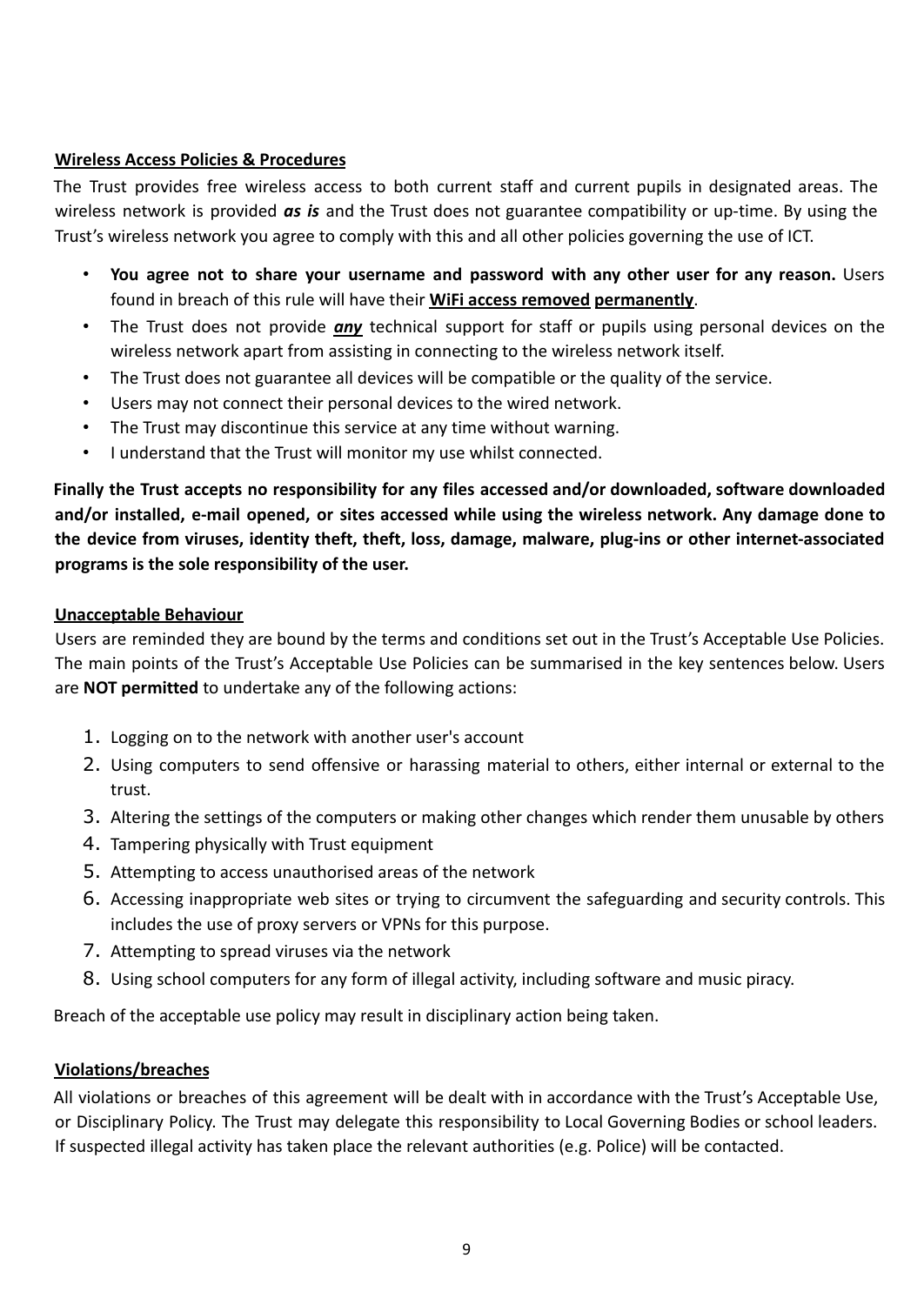**Wireless Access Policies & Procedures**

The Trust provides free wireless access to both current staff and current pupils in designated areas. The wireless network is provided ***as is*** and the Trust does not guarantee compatibility or up-time. By using the Trust's wireless network you agree to comply with this and all other policies governing the use of ICT.

- **You agree not to share your username and password with any other user for any reason.** Users found in breach of this rule will have their **WiFi access removed** **permanently**.
- The Trust does not provide ***any*** technical support for staff or pupils using personal devices on the wireless network apart from assisting in connecting to the wireless network itself.
- The Trust does not guarantee all devices will be compatible or the quality of the service.
- Users may not connect their personal devices to the wired network.
- The Trust may discontinue this service at any time without warning.
- I understand that the Trust will monitor my use whilst connected.

**Finally the Trust accepts no responsibility for any files accessed and/or downloaded, software downloaded and/or installed, e-mail opened, or sites accessed while using the wireless network. Any damage done to the device from viruses, identity theft, theft, loss, damage, malware, plug-ins or other internet-associated programs is the sole responsibility of the user.**

**Unacceptable Behaviour**

Users are reminded they are bound by the terms and conditions set out in the Trust's Acceptable Use Policies. The main points of the Trust's Acceptable Use Policies can be summarised in the key sentences below. Users are **NOT permitted** to undertake any of the following actions:

1. Logging on to the network with another user's account
2. Using computers to send offensive or harassing material to others, either internal or external to the trust.
3. Altering the settings of the computers or making other changes which render them unusable by others
4. Tampering physically with Trust equipment
5. Attempting to access unauthorised areas of the network
6. Accessing inappropriate web sites or trying to circumvent the safeguarding and security controls. This includes the use of proxy servers or VPNs for this purpose.
7. Attempting to spread viruses via the network
8. Using school computers for any form of illegal activity, including software and music piracy.

Breach of the acceptable use policy may result in disciplinary action being taken.

**Violations/breaches**

All violations or breaches of this agreement will be dealt with in accordance with the Trust's Acceptable Use, or Disciplinary Policy. The Trust may delegate this responsibility to Local Governing Bodies or school leaders. If suspected illegal activity has taken place the relevant authorities (e.g. Police) will be contacted.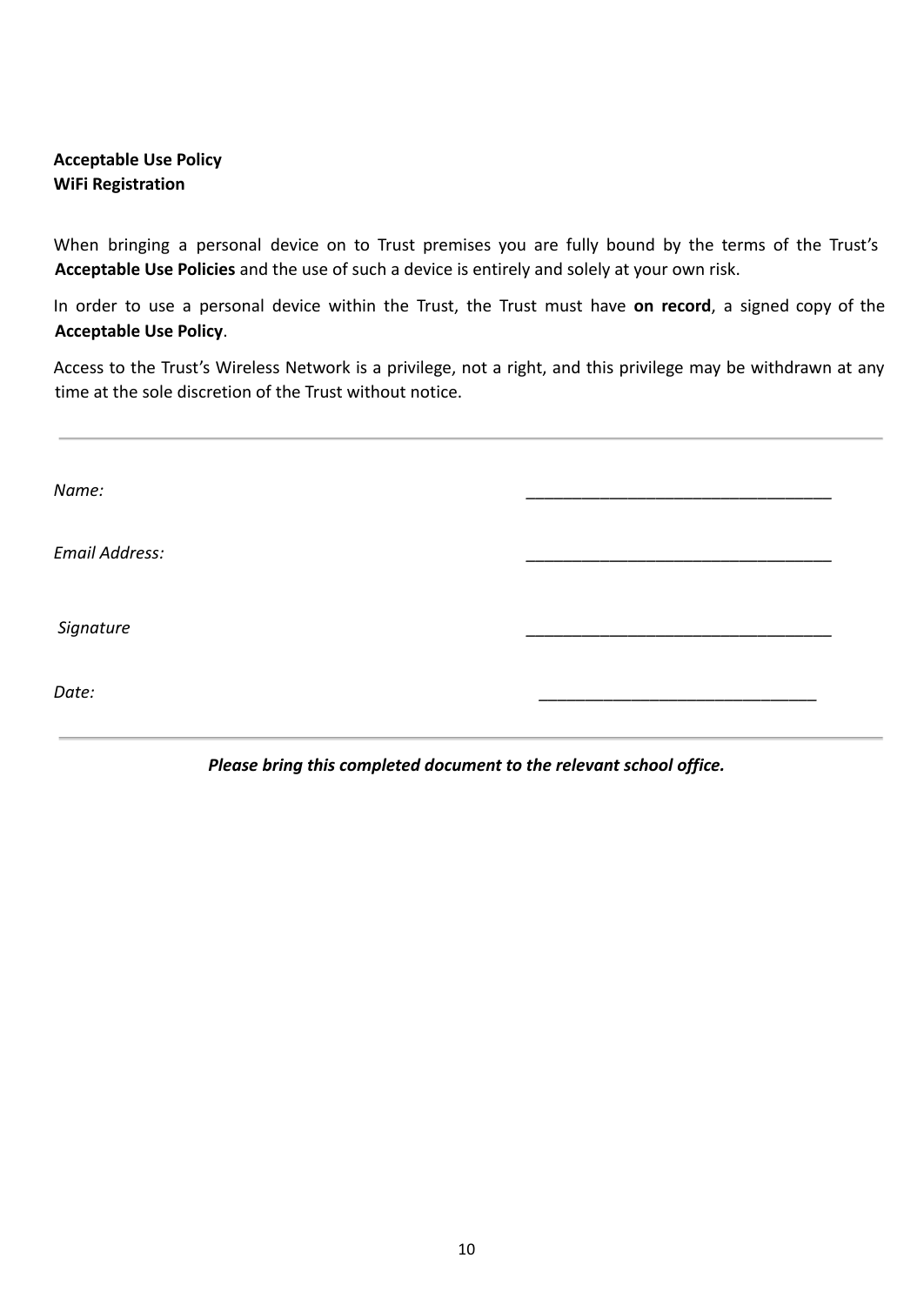**Acceptable Use Policy**
**WiFi Registration**

When bringing a personal device on to Trust premises you are fully bound by the terms of the Trust's **Acceptable Use Policies** and the use of such a device is entirely and solely at your own risk.

In order to use a personal device within the Trust, the Trust must have **on record**, a signed copy of the **Acceptable Use Policy**.

Access to the Trust's Wireless Network is a privilege, not a right, and this privilege may be withdrawn at any time at the sole discretion of the Trust without notice.

---

*Name:* ________________________________

*Email Address:* ________________________________

*Signature* ________________________________

*Date:* ______________________________

---

***Please bring this completed document to the relevant school office.***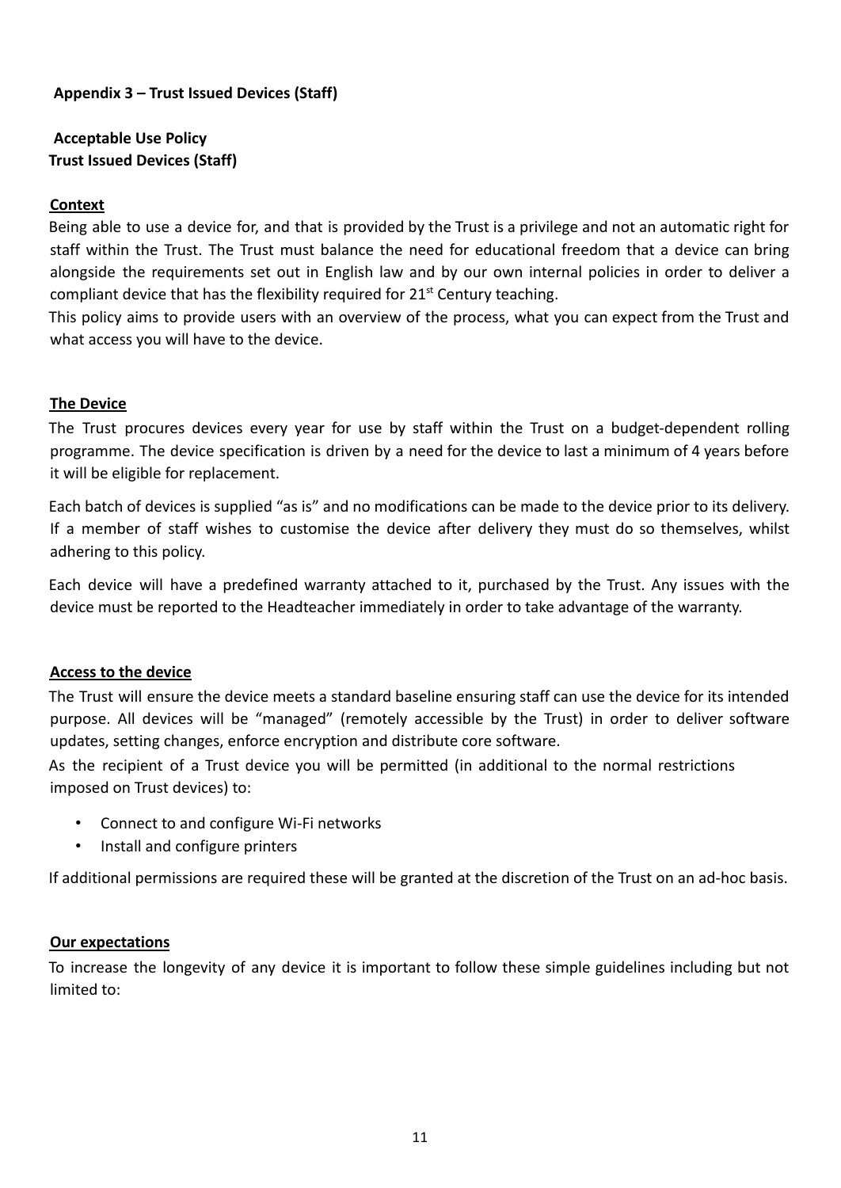**Appendix 3 – Trust Issued Devices (Staff)**

**Acceptable Use Policy**
**Trust Issued Devices (Staff)**

**Context**

Being able to use a device for, and that is provided by the Trust is a privilege and not an automatic right for staff within the Trust. The Trust must balance the need for educational freedom that a device can bring alongside the requirements set out in English law and by our own internal policies in order to deliver a compliant device that has the flexibility required for 21st Century teaching.

This policy aims to provide users with an overview of the process, what you can expect from the Trust and what access you will have to the device.

**The Device**

The Trust procures devices every year for use by staff within the Trust on a budget-dependent rolling programme. The device specification is driven by a need for the device to last a minimum of 4 years before it will be eligible for replacement.

Each batch of devices is supplied "as is" and no modifications can be made to the device prior to its delivery. If a member of staff wishes to customise the device after delivery they must do so themselves, whilst adhering to this policy.

Each device will have a predefined warranty attached to it, purchased by the Trust. Any issues with the device must be reported to the Headteacher immediately in order to take advantage of the warranty.

**Access to the device**

The Trust will ensure the device meets a standard baseline ensuring staff can use the device for its intended purpose. All devices will be "managed" (remotely accessible by the Trust) in order to deliver software updates, setting changes, enforce encryption and distribute core software.

As the recipient of a Trust device you will be permitted (in additional to the normal restrictions imposed on Trust devices) to:

- Connect to and configure Wi-Fi networks
- Install and configure printers

If additional permissions are required these will be granted at the discretion of the Trust on an ad-hoc basis.

**Our expectations**

To increase the longevity of any device it is important to follow these simple guidelines including but not limited to: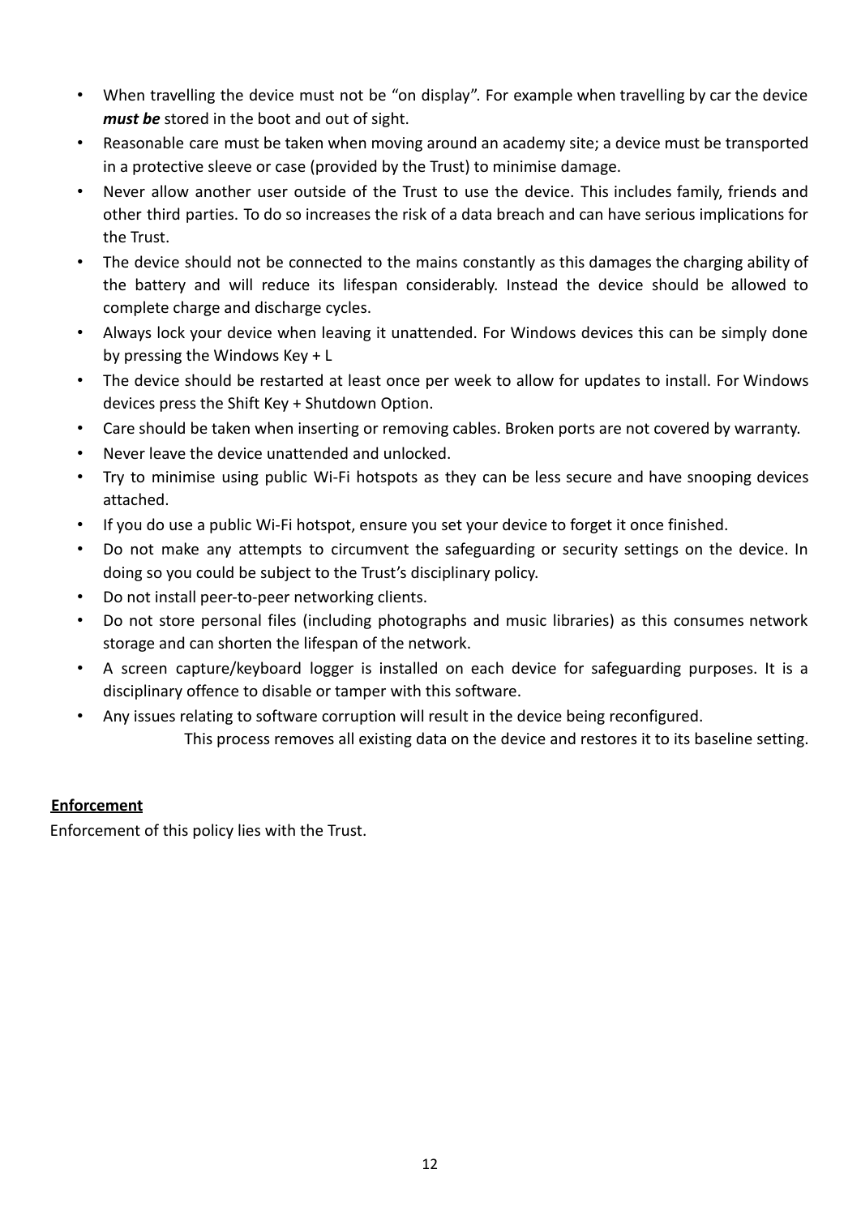- When travelling the device must not be "on display". For example when travelling by car the device ***must be*** stored in the boot and out of sight.
- Reasonable care must be taken when moving around an academy site; a device must be transported in a protective sleeve or case (provided by the Trust) to minimise damage.
- Never allow another user outside of the Trust to use the device. This includes family, friends and other third parties. To do so increases the risk of a data breach and can have serious implications for the Trust.
- The device should not be connected to the mains constantly as this damages the charging ability of the battery and will reduce its lifespan considerably. Instead the device should be allowed to complete charge and discharge cycles.
- Always lock your device when leaving it unattended. For Windows devices this can be simply done by pressing the Windows Key + L
- The device should be restarted at least once per week to allow for updates to install. For Windows devices press the Shift Key + Shutdown Option.
- Care should be taken when inserting or removing cables. Broken ports are not covered by warranty.
- Never leave the device unattended and unlocked.
- Try to minimise using public Wi-Fi hotspots as they can be less secure and have snooping devices attached.
- If you do use a public Wi-Fi hotspot, ensure you set your device to forget it once finished.
- Do not make any attempts to circumvent the safeguarding or security settings on the device. In doing so you could be subject to the Trust's disciplinary policy.
- Do not install peer-to-peer networking clients.
- Do not store personal files (including photographs and music libraries) as this consumes network storage and can shorten the lifespan of the network.
- A screen capture/keyboard logger is installed on each device for safeguarding purposes. It is a disciplinary offence to disable or tamper with this software.
- Any issues relating to software corruption will result in the device being reconfigured. This process removes all existing data on the device and restores it to its baseline setting.

**Enforcement**

Enforcement of this policy lies with the Trust.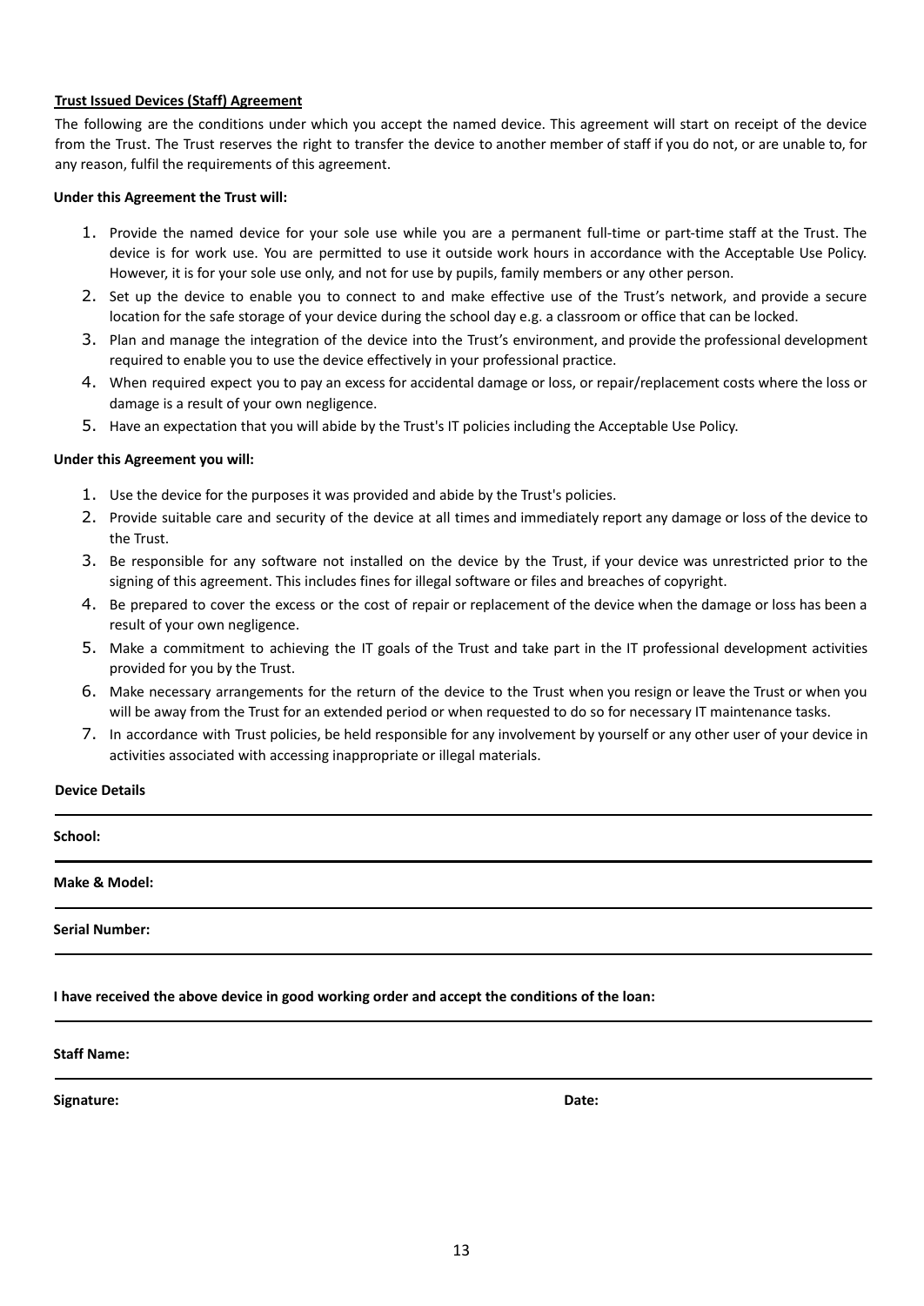**Trust Issued Devices (Staff) Agreement**

The following are the conditions under which you accept the named device. This agreement will start on receipt of the device from the Trust. The Trust reserves the right to transfer the device to another member of staff if you do not, or are unable to, for any reason, fulfil the requirements of this agreement.

**Under this Agreement the Trust will:**

1. Provide the named device for your sole use while you are a permanent full-time or part-time staff at the Trust. The device is for work use. You are permitted to use it outside work hours in accordance with the Acceptable Use Policy. However, it is for your sole use only, and not for use by pupils, family members or any other person.
2. Set up the device to enable you to connect to and make effective use of the Trust's network, and provide a secure location for the safe storage of your device during the school day e.g. a classroom or office that can be locked.
3. Plan and manage the integration of the device into the Trust's environment, and provide the professional development required to enable you to use the device effectively in your professional practice.
4. When required expect you to pay an excess for accidental damage or loss, or repair/replacement costs where the loss or damage is a result of your own negligence.
5. Have an expectation that you will abide by the Trust's IT policies including the Acceptable Use Policy.

**Under this Agreement you will:**

1. Use the device for the purposes it was provided and abide by the Trust's policies.
2. Provide suitable care and security of the device at all times and immediately report any damage or loss of the device to the Trust.
3. Be responsible for any software not installed on the device by the Trust, if your device was unrestricted prior to the signing of this agreement. This includes fines for illegal software or files and breaches of copyright.
4. Be prepared to cover the excess or the cost of repair or replacement of the device when the damage or loss has been a result of your own negligence.
5. Make a commitment to achieving the IT goals of the Trust and take part in the IT professional development activities provided for you by the Trust.
6. Make necessary arrangements for the return of the device to the Trust when you resign or leave the Trust or when you will be away from the Trust for an extended period or when requested to do so for necessary IT maintenance tasks.
7. In accordance with Trust policies, be held responsible for any involvement by yourself or any other user of your device in activities associated with accessing inappropriate or illegal materials.

**Device Details**

**School:**

**Make & Model:**

**Serial Number:**

**I have received the above device in good working order and accept the conditions of the loan:**

**Staff Name:**

**Signature:** **Date:**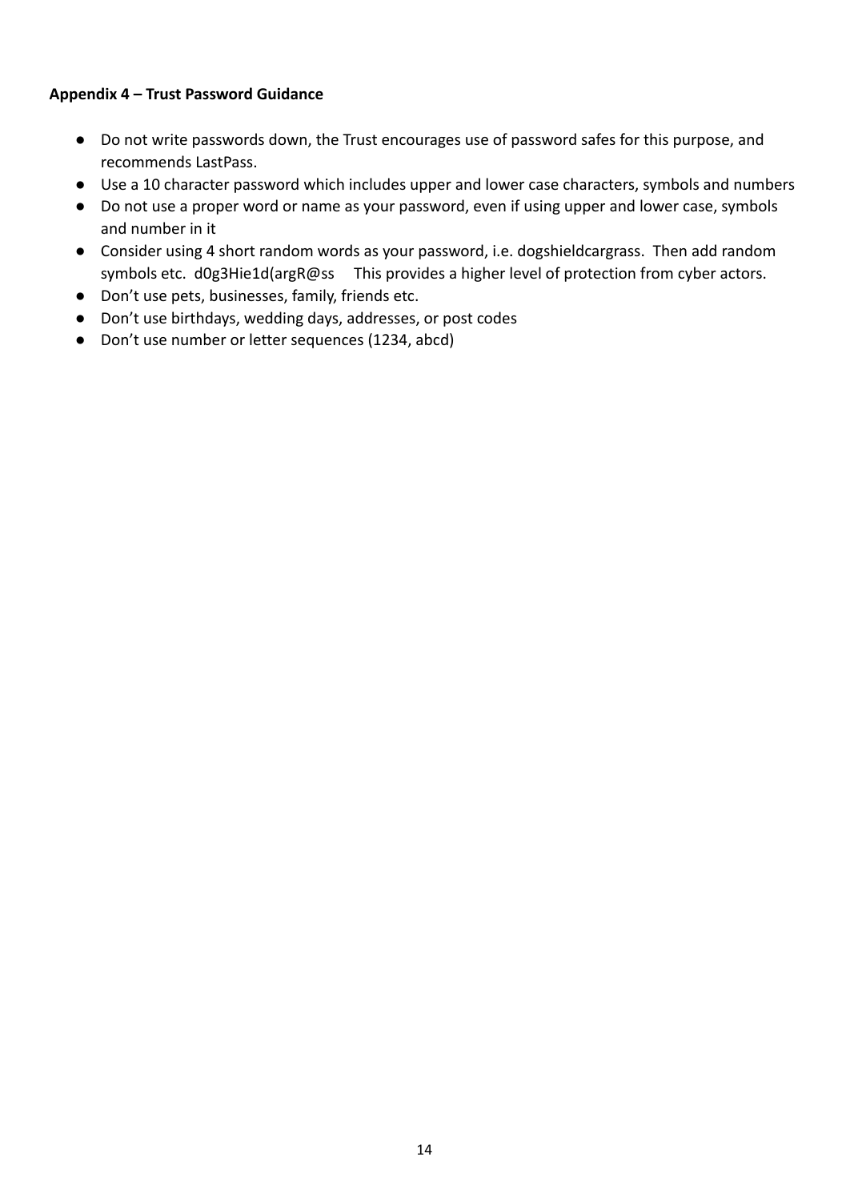**Appendix 4 – Trust Password Guidance**

- Do not write passwords down, the Trust encourages use of password safes for this purpose, and recommends LastPass.
- Use a 10 character password which includes upper and lower case characters, symbols and numbers
- Do not use a proper word or name as your password, even if using upper and lower case, symbols and number in it
- Consider using 4 short random words as your password, i.e. dogshieldcargrass. Then add random symbols etc. d0g3Hie1d(argR@ss This provides a higher level of protection from cyber actors.
- Don't use pets, businesses, family, friends etc.
- Don't use birthdays, wedding days, addresses, or post codes
- Don't use number or letter sequences (1234, abcd)